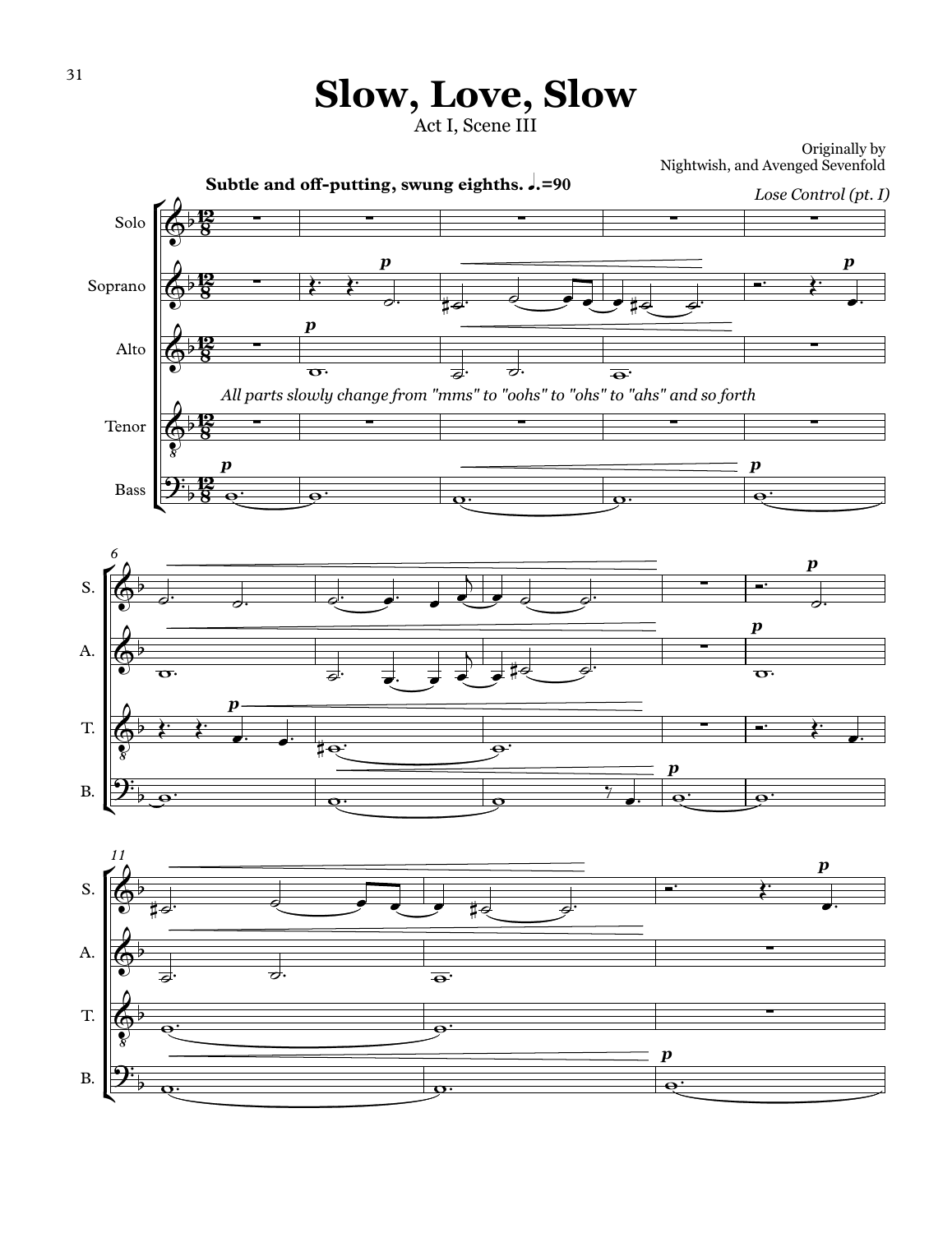# Slow, Love, Slow

Act I, Scene III

Originally by
Nightwish, and Avenged Sevenfold

**Subtle and off-putting, swung eighths.** ♩.=90

*Lose Control (pt. I)*

Solo

Soprano

Alto

*All parts slowly change from "mms" to "oohs" to "ohs" to "ahs" and so forth*

Tenor

Bass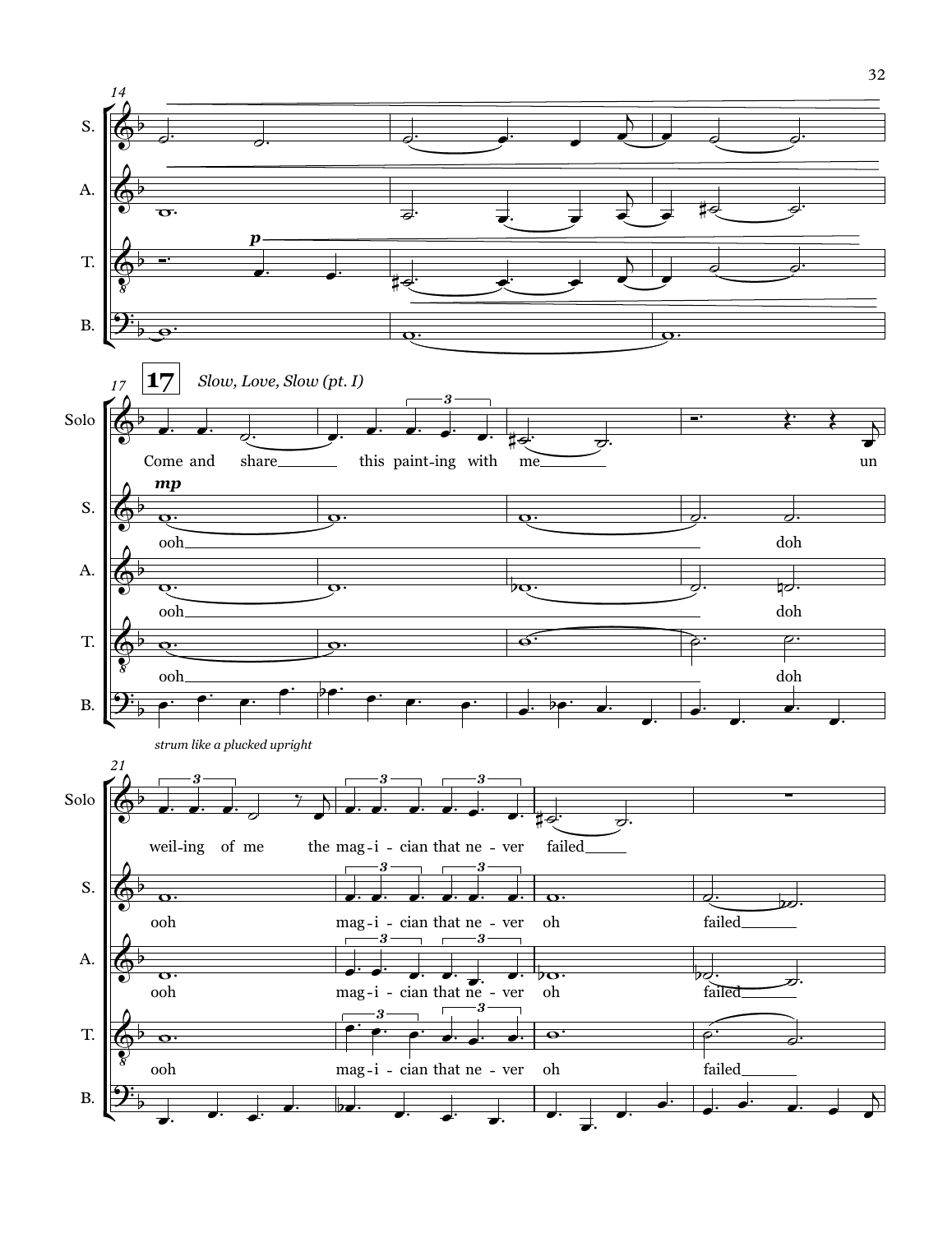*Slow, Love, Slow (pt. I)*

*strum like a plucked upright*

Come and share this paint-ing with me un weil-ing of me the mag-i-cian that ne-ver failed

ooh doh

ooh mag-i-cian that ne-ver oh failed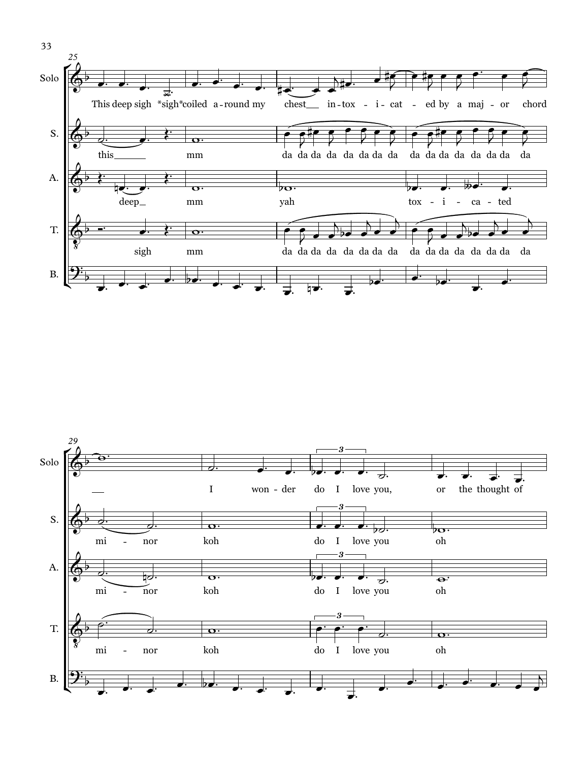25

Solo: This deep sigh \*sigh\*coiled a-round my chest__ in-tox-i-cat-ed by a maj-or chord

S.: this______ mm da da da da da da da da da da da da da da da da

A.: deep_ mm yah tox-i-ca-ted

T.: sigh mm da da da da da da da da da da da da da da da da

B.

29

Solo: __ I won-der do I love you, or the thought of

S.: mi-nor koh do I love you oh

A.: mi-nor koh do I love you oh

T.: mi-nor koh do I love you oh

B.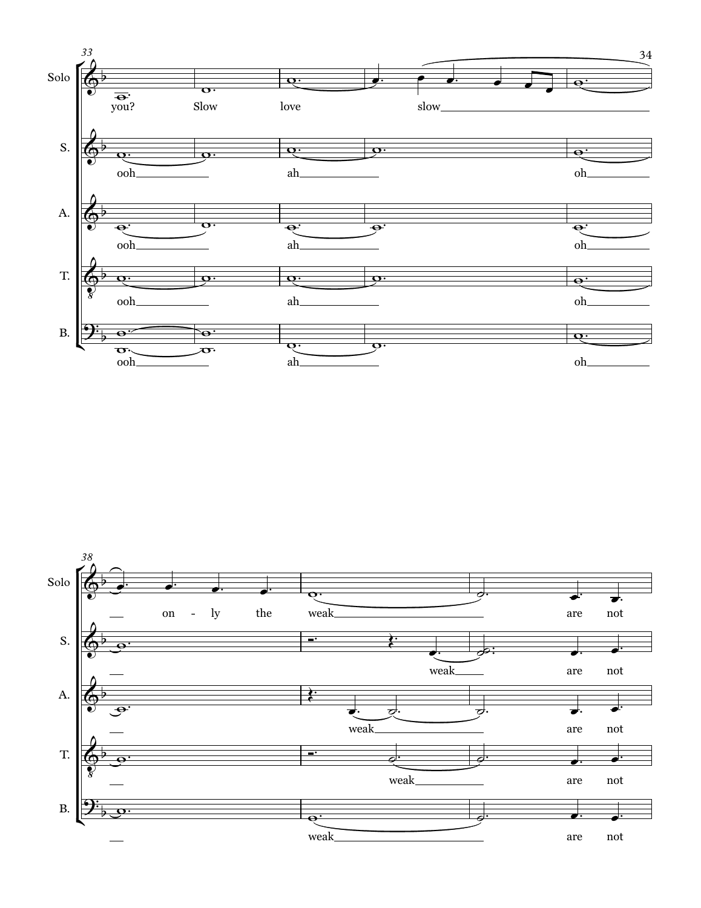33

Solo: you? Slow love slow

S.: ooh ah oh

A.: ooh ah oh

T.: ooh ah oh

B.: ooh ah oh

38

Solo: on - ly the weak are not

S.: weak are not

A.: weak are not

T.: weak are not

B.: weak are not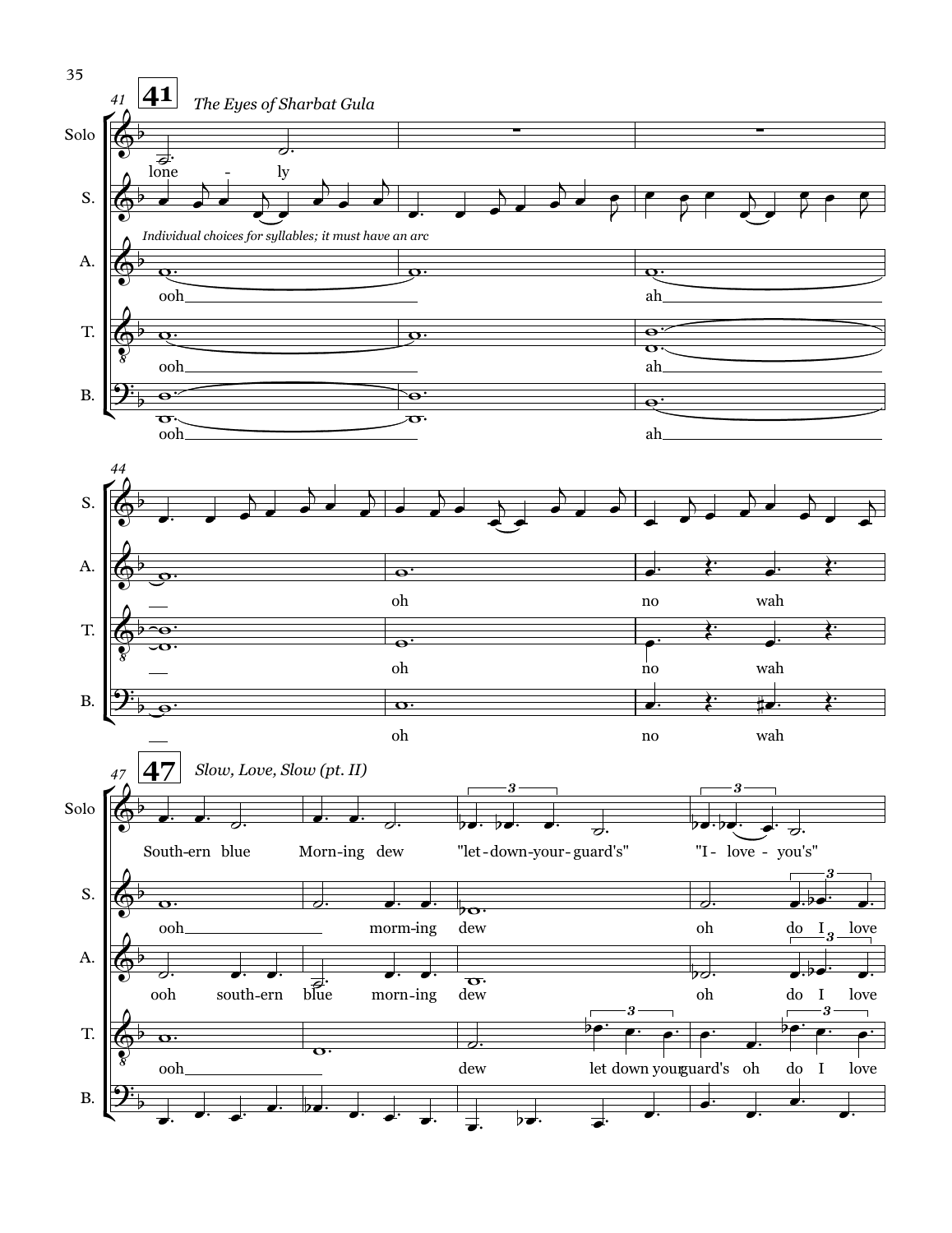**41** *The Eyes of Sharbat Gula*

*Individual choices for syllables; it must have an arc*

Solo: lone - ly

A.: ooh ah oh no wah

T.: ooh ah oh no wah

B.: ooh ah oh no wah

**47** *Slow, Love, Slow (pt. II)*

Solo: South-ern blue Morn-ing dew "let-down-your-guard's" "I- love - you's"

S.: ooh morm-ing dew oh do I love

A.: ooh south-ern blue morn-ing dew oh do I love

T.: ooh dew let down your guard's oh do I love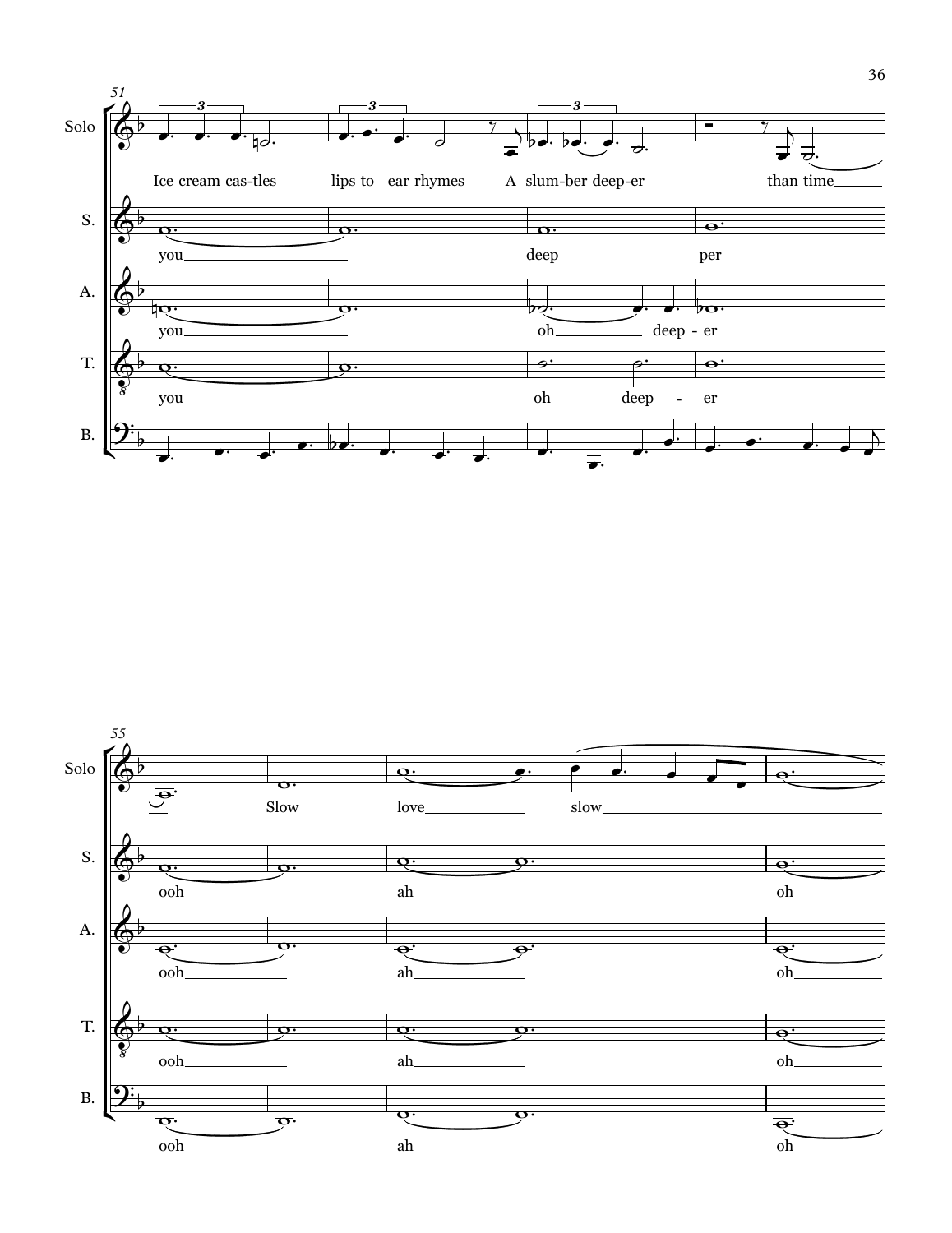Solo: Ice cream castles lips to ear rhymes A slumber deeper than time

S.: you deep per

A.: you oh deep - er

T.: you oh deep - er

B.

Solo: Slow love slow

S.: ooh ah oh

A.: ooh ah oh

T.: ooh ah oh

B.: ooh ah oh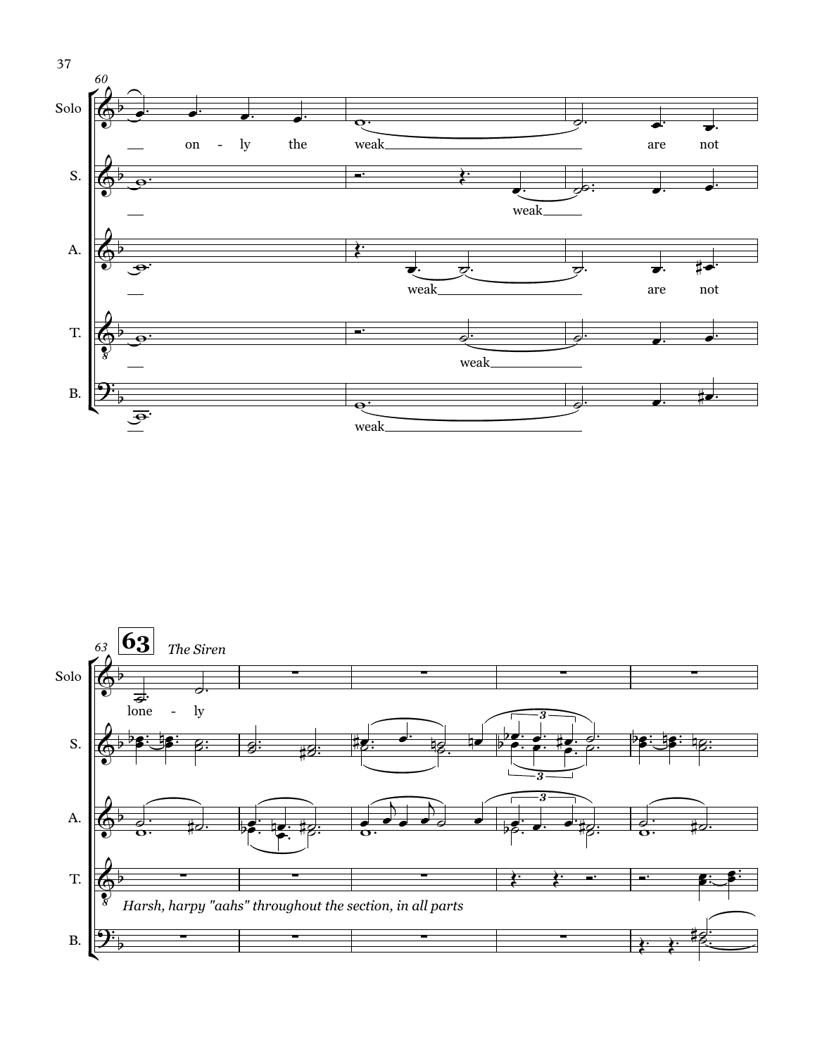Solo

S.

A.

T.

B.

— on - ly the weak are not

— weak

— weak are not

— weak

— weak

**63** *The Siren*

lone - ly

*Harsh, harpy "aahs" throughout the section, in all parts*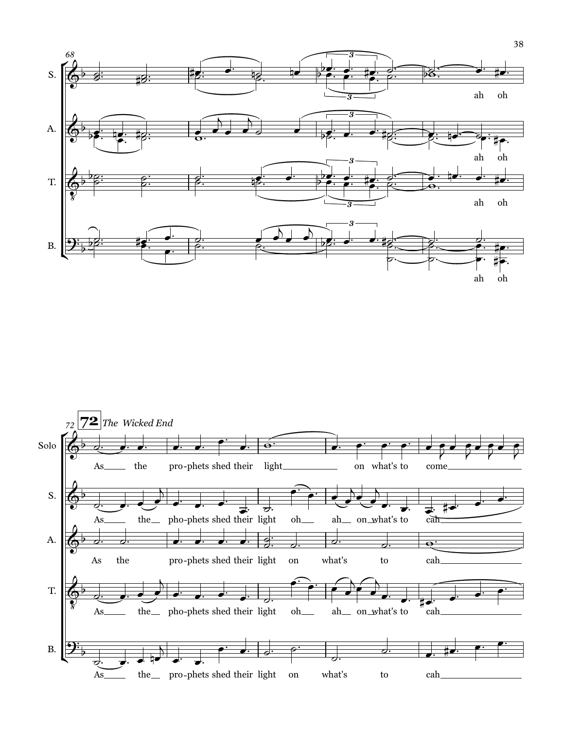72 **The Wicked End**

Solo: As the pro-phets shed their light on what's to come

S.: ah oh

A.: ah oh

T.: ah oh

B.: ah oh

S.: As the pho-phets shed their light oh ah on what's to cah

A.: As the pro-phets shed their light on what's to cah

T.: As the pho-phets shed their light oh ah on what's to cah

B.: As the pro-phets shed their light on what's to cah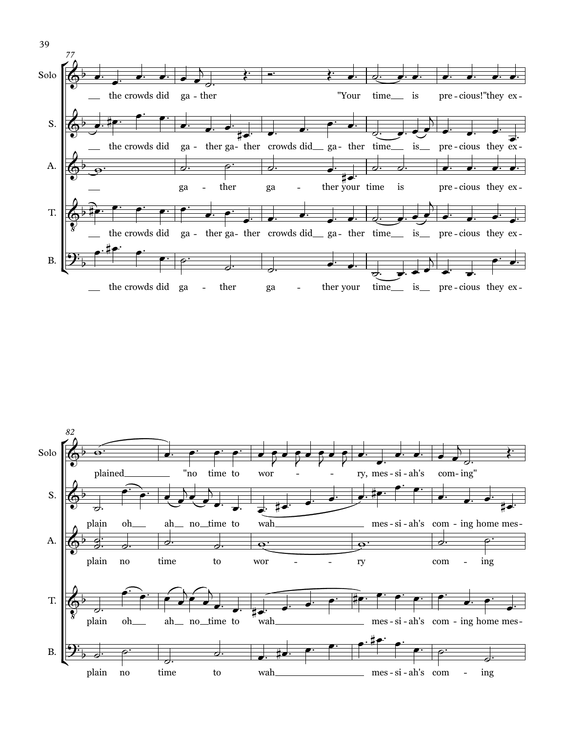77

Solo: the crowds did gather "Your time is pre-cious!"they ex-

S.: the crowds did ga-ther ga-ther crowds did ga-ther time is pre-cious they ex-

A.: ga-ther ga-ther your time is pre-cious they ex-

T.: the crowds did ga-ther ga-ther crowds did ga-ther time is pre-cious they ex-

B.: the crowds did ga-ther ga-ther your time is pre-cious they ex-

82

Solo: plained "no time to wor-ry, mes-si-ah's com-ing"

S.: plain oh ah no time to wah mes-si-ah's com-ing home mes-

A.: plain no time to wor-ry com-ing

T.: plain oh ah no time to wah mes-si-ah's com-ing home mes-

B.: plain no time to wah mes-si-ah's com-ing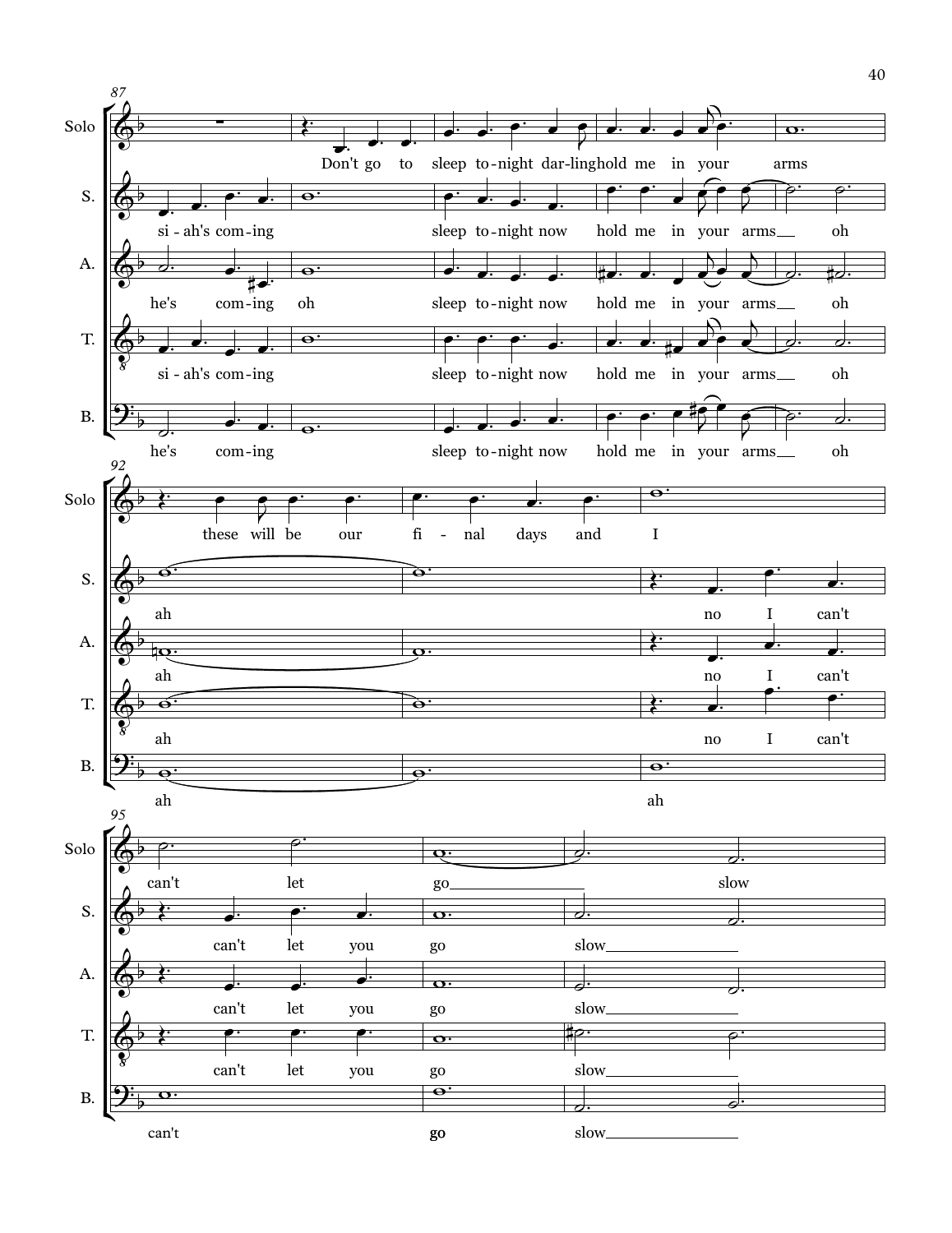87

Solo: Don't go to sleep to-night dar-ling hold me in your arms

S.: si-ah's com-ing sleep to-night now hold me in your arms oh

A.: he's com-ing oh sleep to-night now hold me in your arms oh

T.: si-ah's com-ing sleep to-night now hold me in your arms oh

B.: he's com-ing sleep to-night now hold me in your arms oh

92

Solo: these will be our fi-nal days and I

S.: ah no I can't

A.: ah no I can't

T.: ah no I can't

B.: ah ah

95

Solo: can't let go slow

S.: can't let you go slow

A.: can't let you go slow

T.: can't let you go slow

B.: can't go slow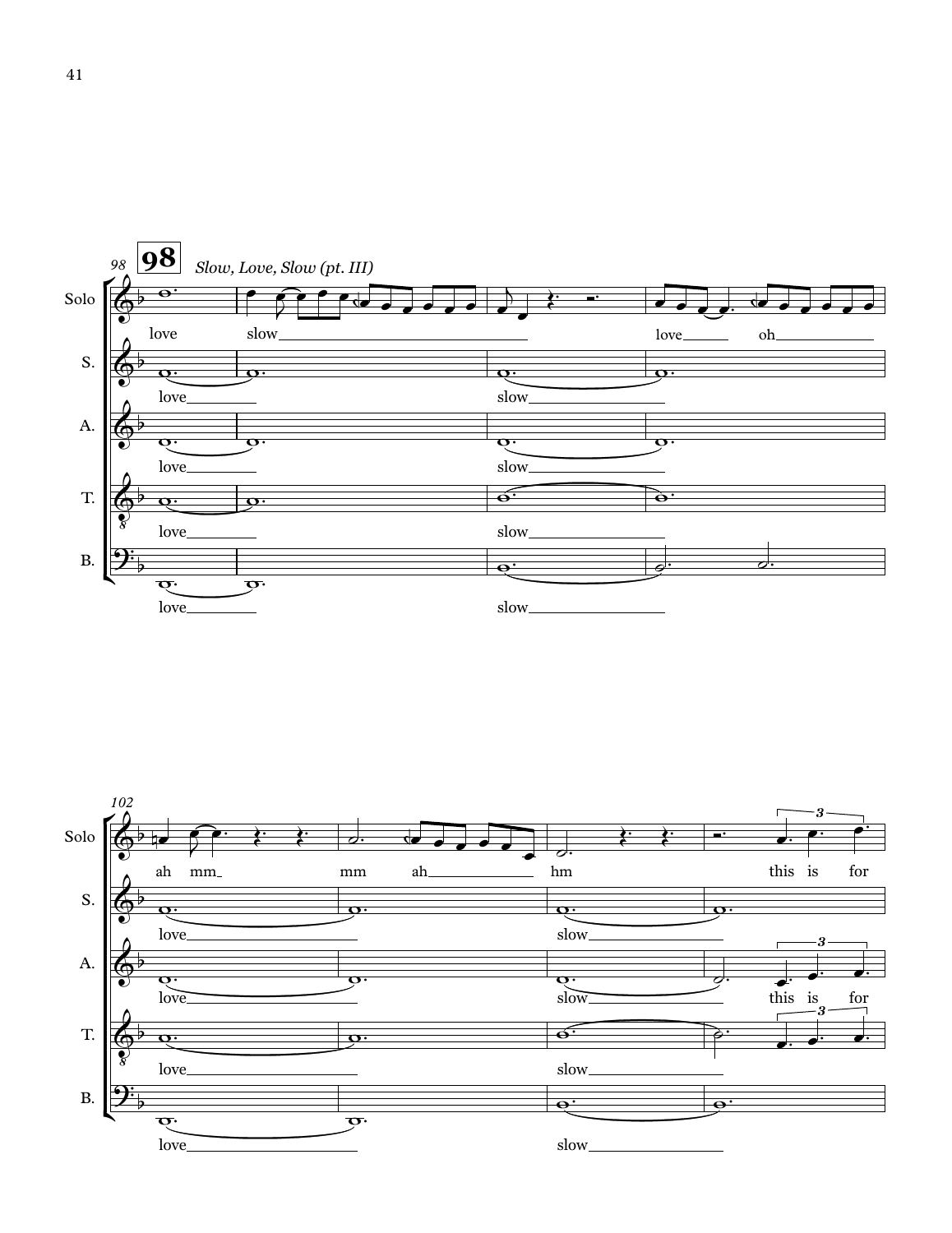**98** *Slow, Love, Slow (pt. III)*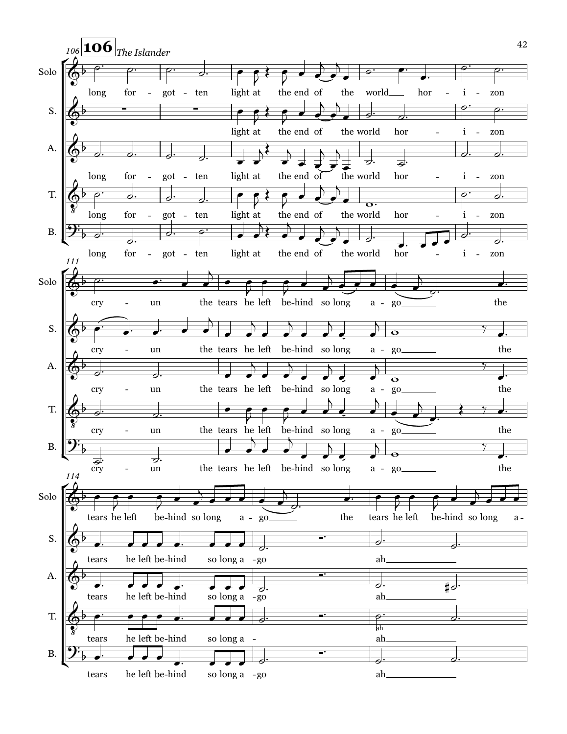**106** *The Islander*

Solo: long for - got - ten light at the end of the world hor - i - zon

S.: light at the end of the world hor - i - zon

A.: long for - got - ten light at the end of the world hor - i - zon

T.: long for - got - ten light at the end of the world hor - i - zon

B.: long for - got - ten light at the end of the world hor - i - zon

111

Solo: cry - un the tears he left be-hind so long a - go the

S.: cry - un the tears he left be-hind so long a - go the

A.: cry - un the tears he left be-hind so long a - go the

T.: cry - un the tears he left be-hind so long a - go the

B.: cry - un the tears he left be-hind so long a - go the

114

Solo: tears he left be-hind so long a - go the tears he left be-hind so long a -

S.: tears he left be-hind so long a - go ah

A.: tears he left be-hind so long a - go ah

T.: tears he left be-hind so long a - ah

B.: tears he left be-hind so long a - go ah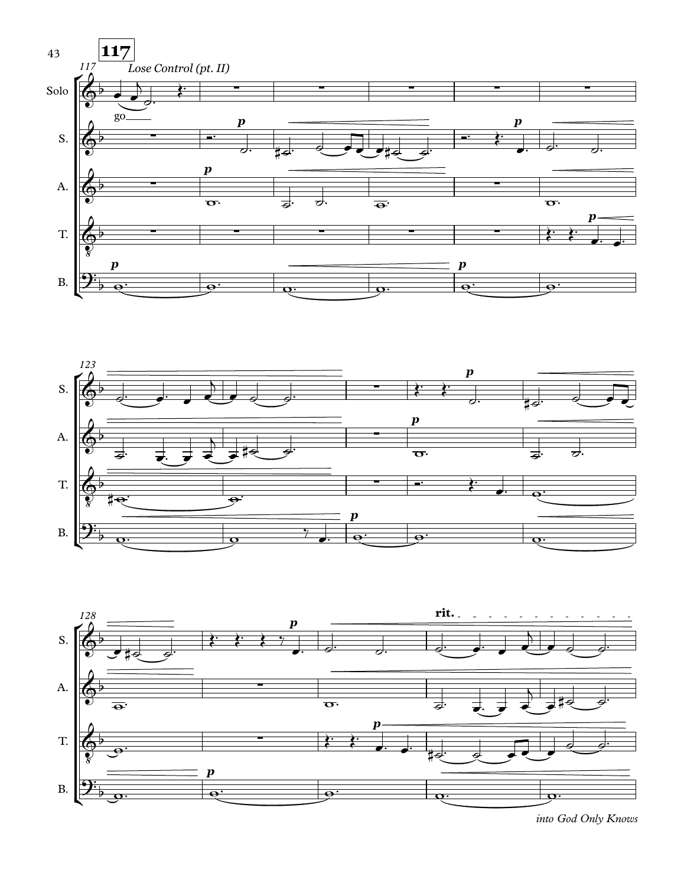117

*Lose Control (pt. II)*

Solo

go

S.

A.

T.

B.

rit.

*into God Only Knows*